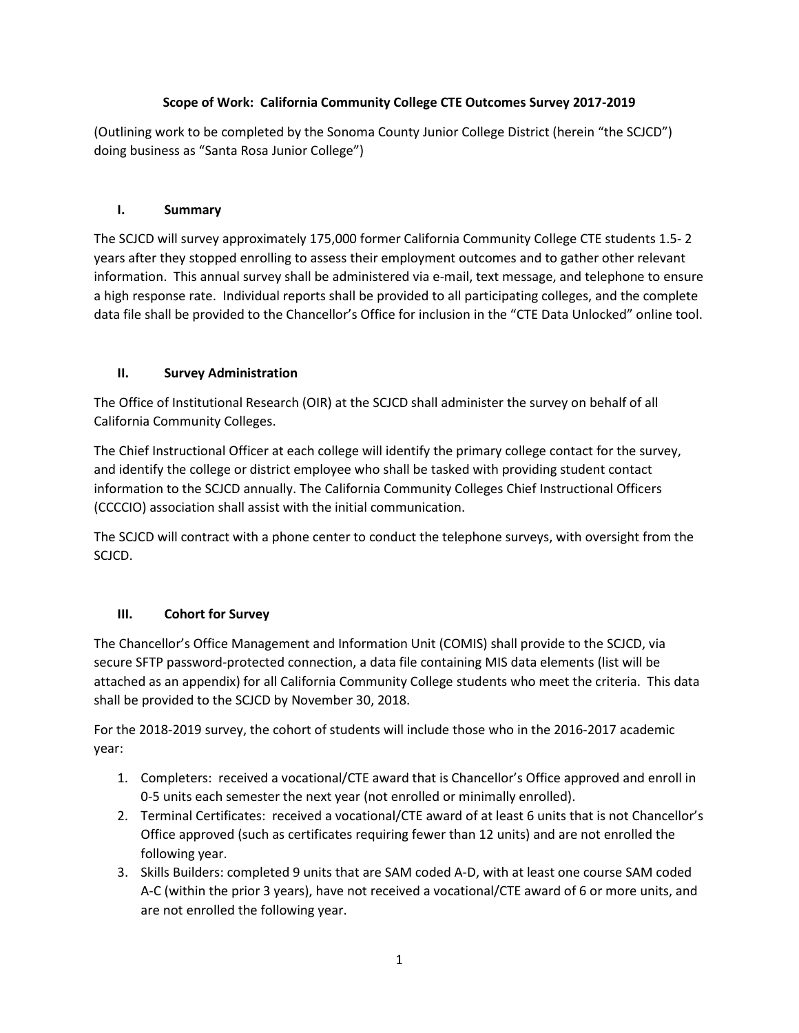# Scope of Work: California Community College CTE Outcomes Survey 2017-2019

(Outlining work to be completed by the Sonoma County Junior College District (herein "the SCJCD") doing business as "Santa Rosa Junior College")

## I. Summary

The SCJCD will survey approximately 175,000 former California Community College CTE students 1.5- 2 years after they stopped enrolling to assess their employment outcomes and to gather other relevant information. This annual survey shall be administered via e-mail, text message, and telephone to ensure a high response rate. Individual reports shall be provided to all participating colleges, and the complete data file shall be provided to the Chancellor's Office for inclusion in the "CTE Data Unlocked" online tool.

## II. Survey Administration

The Office of Institutional Research (OIR) at the SCJCD shall administer the survey on behalf of all California Community Colleges.

The Chief Instructional Officer at each college will identify the primary college contact for the survey, and identify the college or district employee who shall be tasked with providing student contact information to the SCJCD annually. The California Community Colleges Chief Instructional Officers (CCCCIO) association shall assist with the initial communication.

The SCJCD will contract with a phone center to conduct the telephone surveys, with oversight from the SCJCD.

## III. Cohort for Survey

The Chancellor's Office Management and Information Unit (COMIS) shall provide to the SCJCD, via secure SFTP password-protected connection, a data file containing MIS data elements (list will be attached as an appendix) for all California Community College students who meet the criteria. This data shall be provided to the SCJCD by November 30, 2018.

For the 2018-2019 survey, the cohort of students will include those who in the 2016-2017 academic year:

1. Completers: received a vocational/CTE award that is Chancellor's Office approved and enroll in 0-5 units each semester the next year (not enrolled or minimally enrolled).
2. Terminal Certificates: received a vocational/CTE award of at least 6 units that is not Chancellor's Office approved (such as certificates requiring fewer than 12 units) and are not enrolled the following year.
3. Skills Builders: completed 9 units that are SAM coded A-D, with at least one course SAM coded A-C (within the prior 3 years), have not received a vocational/CTE award of 6 or more units, and are not enrolled the following year.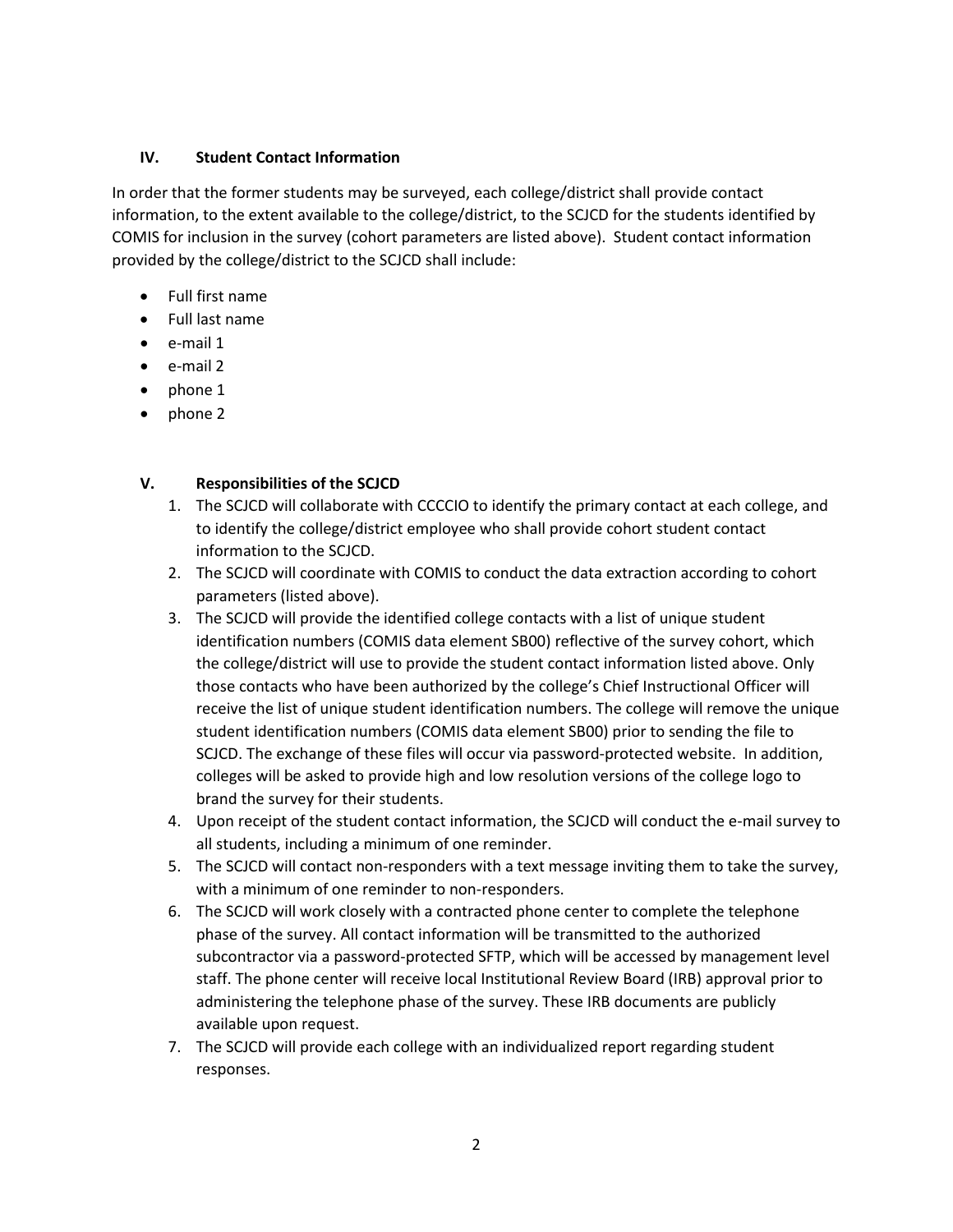## IV. Student Contact Information

In order that the former students may be surveyed, each college/district shall provide contact information, to the extent available to the college/district, to the SCJCD for the students identified by COMIS for inclusion in the survey (cohort parameters are listed above). Student contact information provided by the college/district to the SCJCD shall include:

- Full first name
- Full last name
- e-mail 1
- e-mail 2
- phone 1
- phone 2

## V. Responsibilities of the SCJCD

1. The SCJCD will collaborate with CCCCIO to identify the primary contact at each college, and to identify the college/district employee who shall provide cohort student contact information to the SCJCD.
2. The SCJCD will coordinate with COMIS to conduct the data extraction according to cohort parameters (listed above).
3. The SCJCD will provide the identified college contacts with a list of unique student identification numbers (COMIS data element SB00) reflective of the survey cohort, which the college/district will use to provide the student contact information listed above. Only those contacts who have been authorized by the college's Chief Instructional Officer will receive the list of unique student identification numbers. The college will remove the unique student identification numbers (COMIS data element SB00) prior to sending the file to SCJCD. The exchange of these files will occur via password-protected website. In addition, colleges will be asked to provide high and low resolution versions of the college logo to brand the survey for their students.
4. Upon receipt of the student contact information, the SCJCD will conduct the e-mail survey to all students, including a minimum of one reminder.
5. The SCJCD will contact non-responders with a text message inviting them to take the survey, with a minimum of one reminder to non-responders.
6. The SCJCD will work closely with a contracted phone center to complete the telephone phase of the survey. All contact information will be transmitted to the authorized subcontractor via a password-protected SFTP, which will be accessed by management level staff. The phone center will receive local Institutional Review Board (IRB) approval prior to administering the telephone phase of the survey. These IRB documents are publicly available upon request.
7. The SCJCD will provide each college with an individualized report regarding student responses.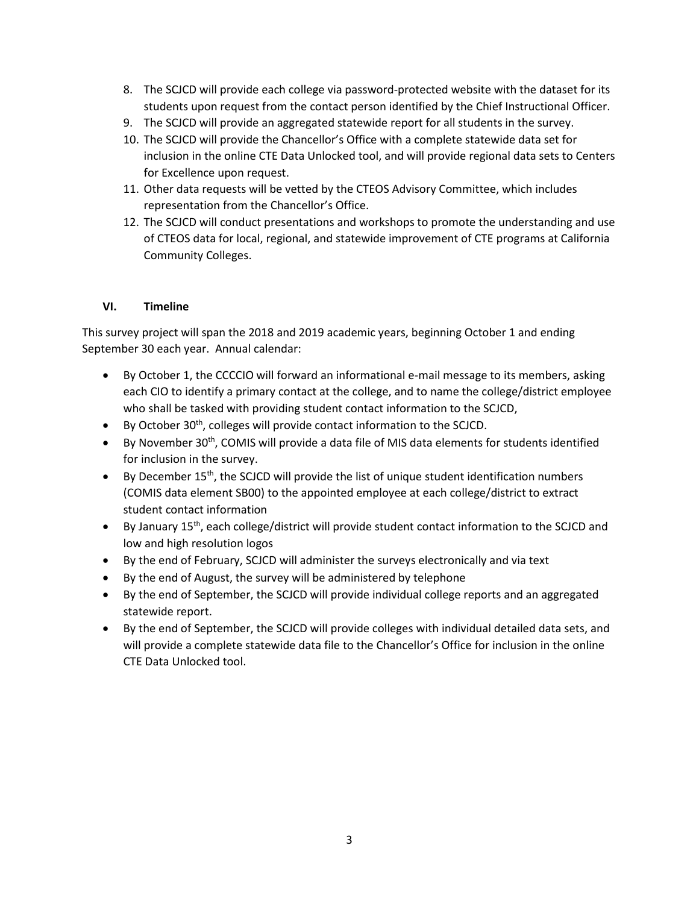8. The SCJCD will provide each college via password-protected website with the dataset for its students upon request from the contact person identified by the Chief Instructional Officer.
9. The SCJCD will provide an aggregated statewide report for all students in the survey.
10. The SCJCD will provide the Chancellor's Office with a complete statewide data set for inclusion in the online CTE Data Unlocked tool, and will provide regional data sets to Centers for Excellence upon request.
11. Other data requests will be vetted by the CTEOS Advisory Committee, which includes representation from the Chancellor's Office.
12. The SCJCD will conduct presentations and workshops to promote the understanding and use of CTEOS data for local, regional, and statewide improvement of CTE programs at California Community Colleges.

## VI. Timeline

This survey project will span the 2018 and 2019 academic years, beginning October 1 and ending September 30 each year. Annual calendar:

- By October 1, the CCCCIO will forward an informational e-mail message to its members, asking each CIO to identify a primary contact at the college, and to name the college/district employee who shall be tasked with providing student contact information to the SCJCD,
- By October 30th, colleges will provide contact information to the SCJCD.
- By November 30th, COMIS will provide a data file of MIS data elements for students identified for inclusion in the survey.
- By December 15th, the SCJCD will provide the list of unique student identification numbers (COMIS data element SB00) to the appointed employee at each college/district to extract student contact information
- By January 15th, each college/district will provide student contact information to the SCJCD and low and high resolution logos
- By the end of February, SCJCD will administer the surveys electronically and via text
- By the end of August, the survey will be administered by telephone
- By the end of September, the SCJCD will provide individual college reports and an aggregated statewide report.
- By the end of September, the SCJCD will provide colleges with individual detailed data sets, and will provide a complete statewide data file to the Chancellor's Office for inclusion in the online CTE Data Unlocked tool.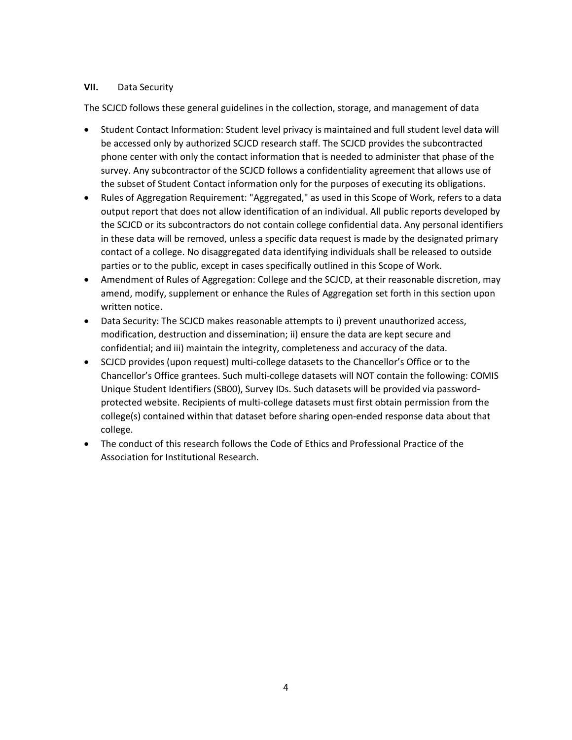**VII.** Data Security

The SCJCD follows these general guidelines in the collection, storage, and management of data

- Student Contact Information: Student level privacy is maintained and full student level data will be accessed only by authorized SCJCD research staff. The SCJCD provides the subcontracted phone center with only the contact information that is needed to administer that phase of the survey. Any subcontractor of the SCJCD follows a confidentiality agreement that allows use of the subset of Student Contact information only for the purposes of executing its obligations.
- Rules of Aggregation Requirement: "Aggregated," as used in this Scope of Work, refers to a data output report that does not allow identification of an individual. All public reports developed by the SCJCD or its subcontractors do not contain college confidential data. Any personal identifiers in these data will be removed, unless a specific data request is made by the designated primary contact of a college. No disaggregated data identifying individuals shall be released to outside parties or to the public, except in cases specifically outlined in this Scope of Work.
- Amendment of Rules of Aggregation: College and the SCJCD, at their reasonable discretion, may amend, modify, supplement or enhance the Rules of Aggregation set forth in this section upon written notice.
- Data Security: The SCJCD makes reasonable attempts to i) prevent unauthorized access, modification, destruction and dissemination; ii) ensure the data are kept secure and confidential; and iii) maintain the integrity, completeness and accuracy of the data.
- SCJCD provides (upon request) multi-college datasets to the Chancellor's Office or to the Chancellor's Office grantees. Such multi-college datasets will NOT contain the following: COMIS Unique Student Identifiers (SB00), Survey IDs. Such datasets will be provided via password-protected website. Recipients of multi-college datasets must first obtain permission from the college(s) contained within that dataset before sharing open-ended response data about that college.
- The conduct of this research follows the Code of Ethics and Professional Practice of the Association for Institutional Research.